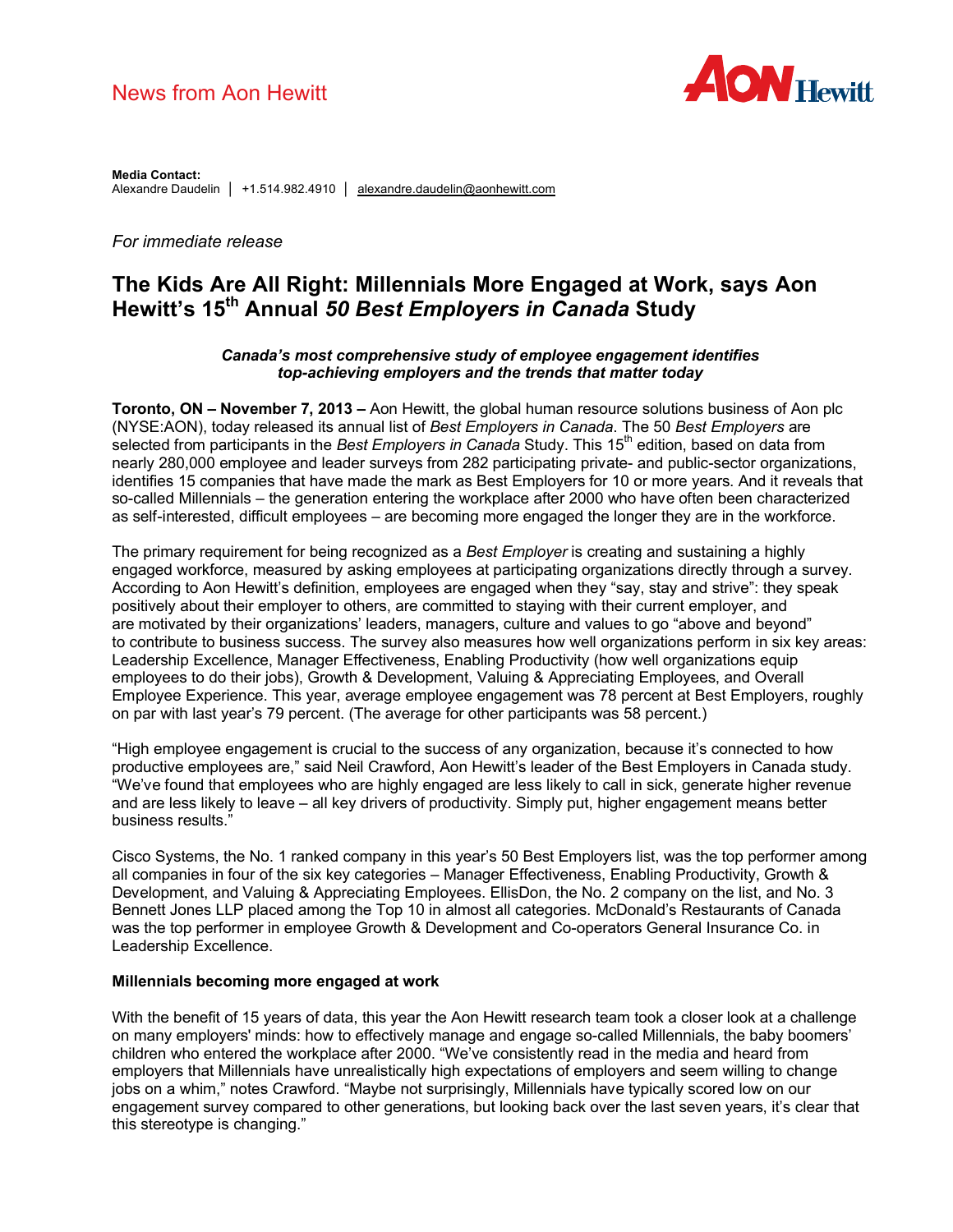News from Aon Hewitt

**Media Contact:**
Alexandre Daudelin │ +1.514.982.4910 │ alexandre.daudelin@aonhewitt.com

*For immediate release*

# The Kids Are All Right: Millennials More Engaged at Work, says Aon Hewitt's 15th Annual *50 Best Employers in Canada* Study

***Canada's most comprehensive study of employee engagement identifies top-achieving employers and the trends that matter today***

**Toronto, ON – November 7, 2013 –** Aon Hewitt, the global human resource solutions business of Aon plc (NYSE:AON), today released its annual list of *Best Employers in Canada*. The 50 *Best Employers* are selected from participants in the *Best Employers in Canada* Study. This 15th edition, based on data from nearly 280,000 employee and leader surveys from 282 participating private- and public-sector organizations, identifies 15 companies that have made the mark as Best Employers for 10 or more years. And it reveals that so-called Millennials – the generation entering the workplace after 2000 who have often been characterized as self-interested, difficult employees – are becoming more engaged the longer they are in the workforce.

The primary requirement for being recognized as a *Best Employer* is creating and sustaining a highly engaged workforce, measured by asking employees at participating organizations directly through a survey. According to Aon Hewitt's definition, employees are engaged when they "say, stay and strive": they speak positively about their employer to others, are committed to staying with their current employer, and are motivated by their organizations' leaders, managers, culture and values to go "above and beyond" to contribute to business success. The survey also measures how well organizations perform in six key areas: Leadership Excellence, Manager Effectiveness, Enabling Productivity (how well organizations equip employees to do their jobs), Growth & Development, Valuing & Appreciating Employees, and Overall Employee Experience. This year, average employee engagement was 78 percent at Best Employers, roughly on par with last year's 79 percent. (The average for other participants was 58 percent.)

"High employee engagement is crucial to the success of any organization, because it's connected to how productive employees are," said Neil Crawford, Aon Hewitt's leader of the Best Employers in Canada study. "We've found that employees who are highly engaged are less likely to call in sick, generate higher revenue and are less likely to leave – all key drivers of productivity. Simply put, higher engagement means better business results."

Cisco Systems, the No. 1 ranked company in this year's 50 Best Employers list, was the top performer among all companies in four of the six key categories – Manager Effectiveness, Enabling Productivity, Growth & Development, and Valuing & Appreciating Employees. EllisDon, the No. 2 company on the list, and No. 3 Bennett Jones LLP placed among the Top 10 in almost all categories. McDonald's Restaurants of Canada was the top performer in employee Growth & Development and Co-operators General Insurance Co. in Leadership Excellence.

**Millennials becoming more engaged at work**

With the benefit of 15 years of data, this year the Aon Hewitt research team took a closer look at a challenge on many employers' minds: how to effectively manage and engage so-called Millennials, the baby boomers' children who entered the workplace after 2000. "We've consistently read in the media and heard from employers that Millennials have unrealistically high expectations of employers and seem willing to change jobs on a whim," notes Crawford. "Maybe not surprisingly, Millennials have typically scored low on our engagement survey compared to other generations, but looking back over the last seven years, it's clear that this stereotype is changing."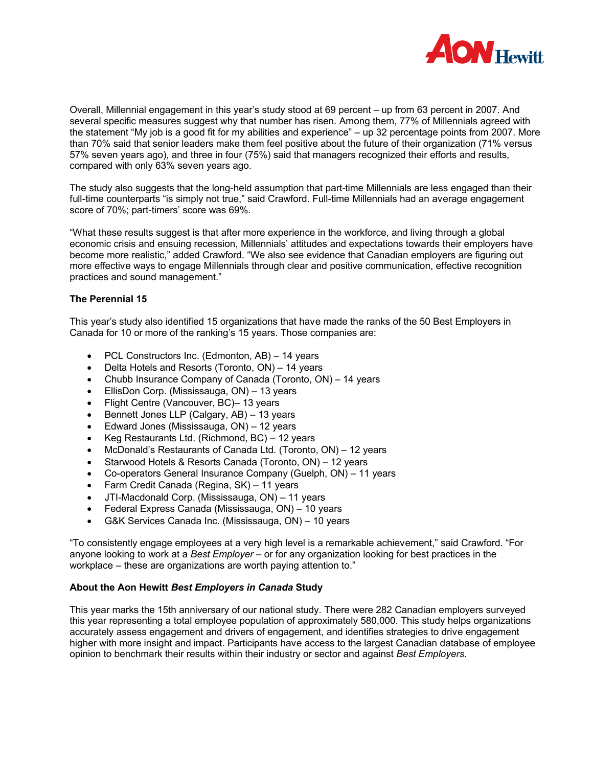Overall, Millennial engagement in this year's study stood at 69 percent – up from 63 percent in 2007. And several specific measures suggest why that number has risen. Among them, 77% of Millennials agreed with the statement "My job is a good fit for my abilities and experience" – up 32 percentage points from 2007. More than 70% said that senior leaders make them feel positive about the future of their organization (71% versus 57% seven years ago), and three in four (75%) said that managers recognized their efforts and results, compared with only 63% seven years ago.

The study also suggests that the long-held assumption that part-time Millennials are less engaged than their full-time counterparts "is simply not true," said Crawford. Full-time Millennials had an average engagement score of 70%; part-timers' score was 69%.

"What these results suggest is that after more experience in the workforce, and living through a global economic crisis and ensuing recession, Millennials' attitudes and expectations towards their employers have become more realistic," added Crawford. "We also see evidence that Canadian employers are figuring out more effective ways to engage Millennials through clear and positive communication, effective recognition practices and sound management."

**The Perennial 15**

This year's study also identified 15 organizations that have made the ranks of the 50 Best Employers in Canada for 10 or more of the ranking's 15 years. Those companies are:

- PCL Constructors Inc. (Edmonton, AB) – 14 years
- Delta Hotels and Resorts (Toronto, ON) – 14 years
- Chubb Insurance Company of Canada (Toronto, ON) – 14 years
- EllisDon Corp. (Mississauga, ON) – 13 years
- Flight Centre (Vancouver, BC)– 13 years
- Bennett Jones LLP (Calgary, AB) – 13 years
- Edward Jones (Mississauga, ON) – 12 years
- Keg Restaurants Ltd. (Richmond, BC) – 12 years
- McDonald's Restaurants of Canada Ltd. (Toronto, ON) – 12 years
- Starwood Hotels & Resorts Canada (Toronto, ON) – 12 years
- Co-operators General Insurance Company (Guelph, ON) – 11 years
- Farm Credit Canada (Regina, SK) – 11 years
- JTI-Macdonald Corp. (Mississauga, ON) – 11 years
- Federal Express Canada (Mississauga, ON) – 10 years
- G&K Services Canada Inc. (Mississauga, ON) – 10 years

"To consistently engage employees at a very high level is a remarkable achievement," said Crawford. "For anyone looking to work at a *Best Employer* – or for any organization looking for best practices in the workplace – these are organizations are worth paying attention to."

**About the Aon Hewitt *Best Employers in Canada* Study**

This year marks the 15th anniversary of our national study. There were 282 Canadian employers surveyed this year representing a total employee population of approximately 580,000. This study helps organizations accurately assess engagement and drivers of engagement, and identifies strategies to drive engagement higher with more insight and impact. Participants have access to the largest Canadian database of employee opinion to benchmark their results within their industry or sector and against *Best Employers*.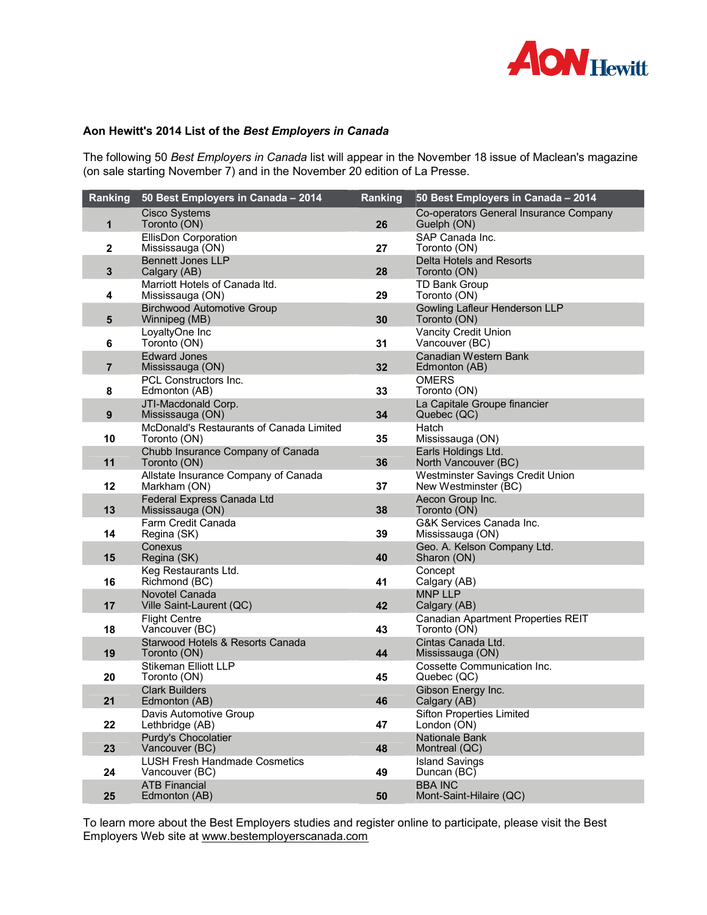**Aon Hewitt's 2014 List of the *Best Employers in Canada***

The following 50 *Best Employers in Canada* list will appear in the November 18 issue of Maclean's magazine (on sale starting November 7) and in the November 20 edition of La Presse.

| Ranking | 50 Best Employers in Canada – 2014 | Ranking | 50 Best Employers in Canada – 2014 |
|---|---|---|---|
| 1 | Cisco Systems<br>Toronto (ON) | 26 | Co-operators General Insurance Company<br>Guelph (ON) |
| 2 | EllisDon Corporation<br>Mississauga (ON) | 27 | SAP Canada Inc.<br>Toronto (ON) |
| 3 | Bennett Jones LLP<br>Calgary (AB) | 28 | Delta Hotels and Resorts<br>Toronto (ON) |
| 4 | Marriott Hotels of Canada ltd.<br>Mississauga (ON) | 29 | TD Bank Group<br>Toronto (ON) |
| 5 | Birchwood Automotive Group<br>Winnipeg (MB) | 30 | Gowling Lafleur Henderson LLP<br>Toronto (ON) |
| 6 | LoyaltyOne Inc<br>Toronto (ON) | 31 | Vancity Credit Union<br>Vancouver (BC) |
| 7 | Edward Jones<br>Mississauga (ON) | 32 | Canadian Western Bank<br>Edmonton (AB) |
| 8 | PCL Constructors Inc.<br>Edmonton (AB) | 33 | OMERS<br>Toronto (ON) |
| 9 | JTI-Macdonald Corp.<br>Mississauga (ON) | 34 | La Capitale Groupe financier<br>Quebec (QC) |
| 10 | McDonald's Restaurants of Canada Limited<br>Toronto (ON) | 35 | Hatch<br>Mississauga (ON) |
| 11 | Chubb Insurance Company of Canada<br>Toronto (ON) | 36 | Earls Holdings Ltd.<br>North Vancouver (BC) |
| 12 | Allstate Insurance Company of Canada<br>Markham (ON) | 37 | Westminster Savings Credit Union<br>New Westminster (BC) |
| 13 | Federal Express Canada Ltd<br>Mississauga (ON) | 38 | Aecon Group Inc.<br>Toronto (ON) |
| 14 | Farm Credit Canada<br>Regina (SK) | 39 | G&K Services Canada Inc.<br>Mississauga (ON) |
| 15 | Conexus<br>Regina (SK) | 40 | Geo. A. Kelson Company Ltd.<br>Sharon (ON) |
| 16 | Keg Restaurants Ltd.<br>Richmond (BC) | 41 | Concept<br>Calgary (AB) |
| 17 | Novotel Canada<br>Ville Saint-Laurent (QC) | 42 | MNP LLP<br>Calgary (AB) |
| 18 | Flight Centre<br>Vancouver (BC) | 43 | Canadian Apartment Properties REIT<br>Toronto (ON) |
| 19 | Starwood Hotels & Resorts Canada<br>Toronto (ON) | 44 | Cintas Canada Ltd.<br>Mississauga (ON) |
| 20 | Stikeman Elliott LLP<br>Toronto (ON) | 45 | Cossette Communication Inc.<br>Quebec (QC) |
| 21 | Clark Builders<br>Edmonton (AB) | 46 | Gibson Energy Inc.<br>Calgary (AB) |
| 22 | Davis Automotive Group<br>Lethbridge (AB) | 47 | Sifton Properties Limited<br>London (ON) |
| 23 | Purdy's Chocolatier<br>Vancouver (BC) | 48 | Nationale Bank<br>Montreal (QC) |
| 24 | LUSH Fresh Handmade Cosmetics<br>Vancouver (BC) | 49 | Island Savings<br>Duncan (BC) |
| 25 | ATB Financial<br>Edmonton (AB) | 50 | BBA INC<br>Mont-Saint-Hilaire (QC) |

To learn more about the Best Employers studies and register online to participate, please visit the Best Employers Web site at www.bestemployerscanada.com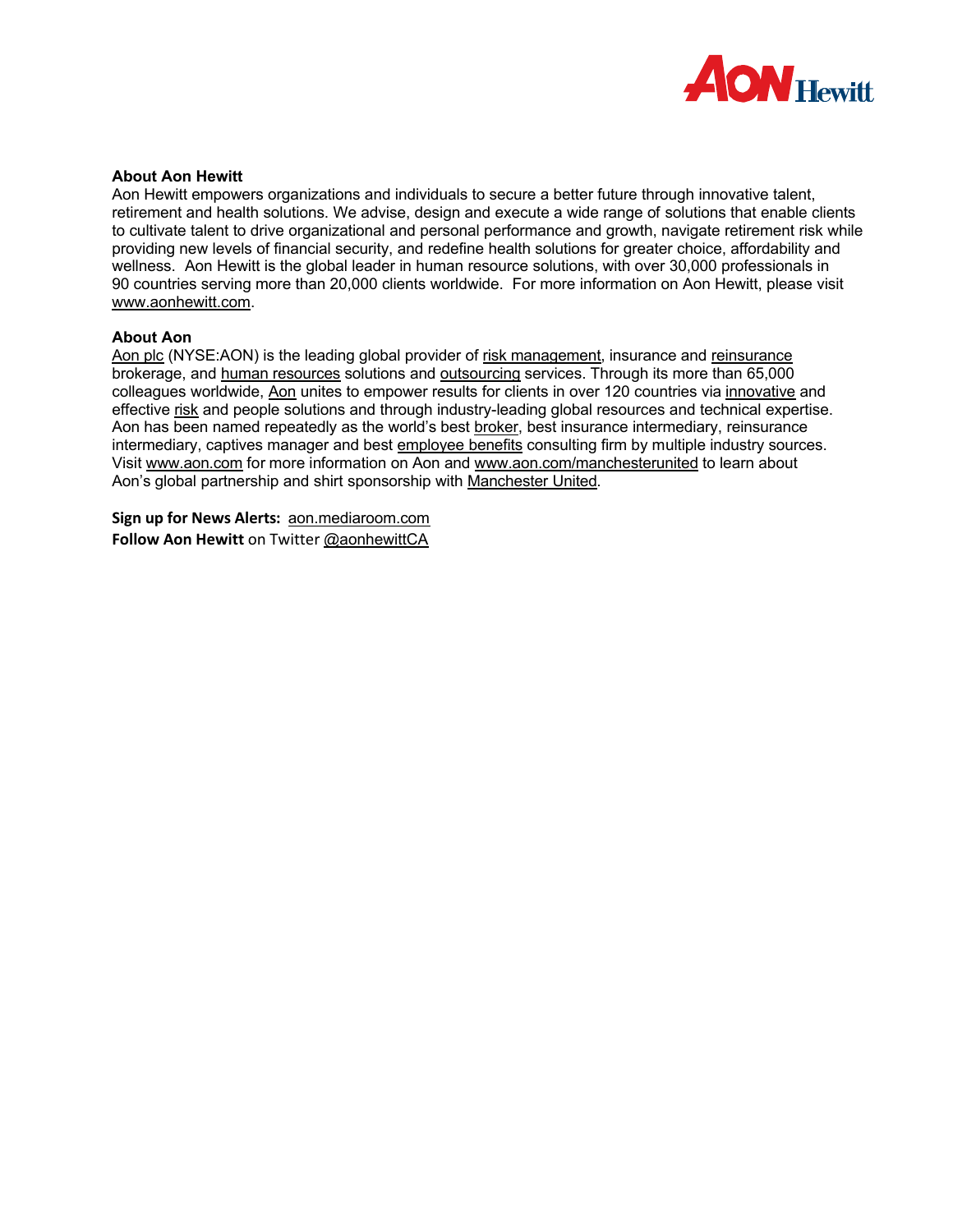**About Aon Hewitt**

Aon Hewitt empowers organizations and individuals to secure a better future through innovative talent, retirement and health solutions. We advise, design and execute a wide range of solutions that enable clients to cultivate talent to drive organizational and personal performance and growth, navigate retirement risk while providing new levels of financial security, and redefine health solutions for greater choice, affordability and wellness. Aon Hewitt is the global leader in human resource solutions, with over 30,000 professionals in 90 countries serving more than 20,000 clients worldwide. For more information on Aon Hewitt, please visit www.aonhewitt.com.

**About Aon**

Aon plc (NYSE:AON) is the leading global provider of risk management, insurance and reinsurance brokerage, and human resources solutions and outsourcing services. Through its more than 65,000 colleagues worldwide, Aon unites to empower results for clients in over 120 countries via innovative and effective risk and people solutions and through industry-leading global resources and technical expertise. Aon has been named repeatedly as the world's best broker, best insurance intermediary, reinsurance intermediary, captives manager and best employee benefits consulting firm by multiple industry sources. Visit www.aon.com for more information on Aon and www.aon.com/manchesterunited to learn about Aon's global partnership and shirt sponsorship with Manchester United.

**Sign up for News Alerts:** aon.mediaroom.com

**Follow Aon Hewitt** on Twitter @aonhewittCA